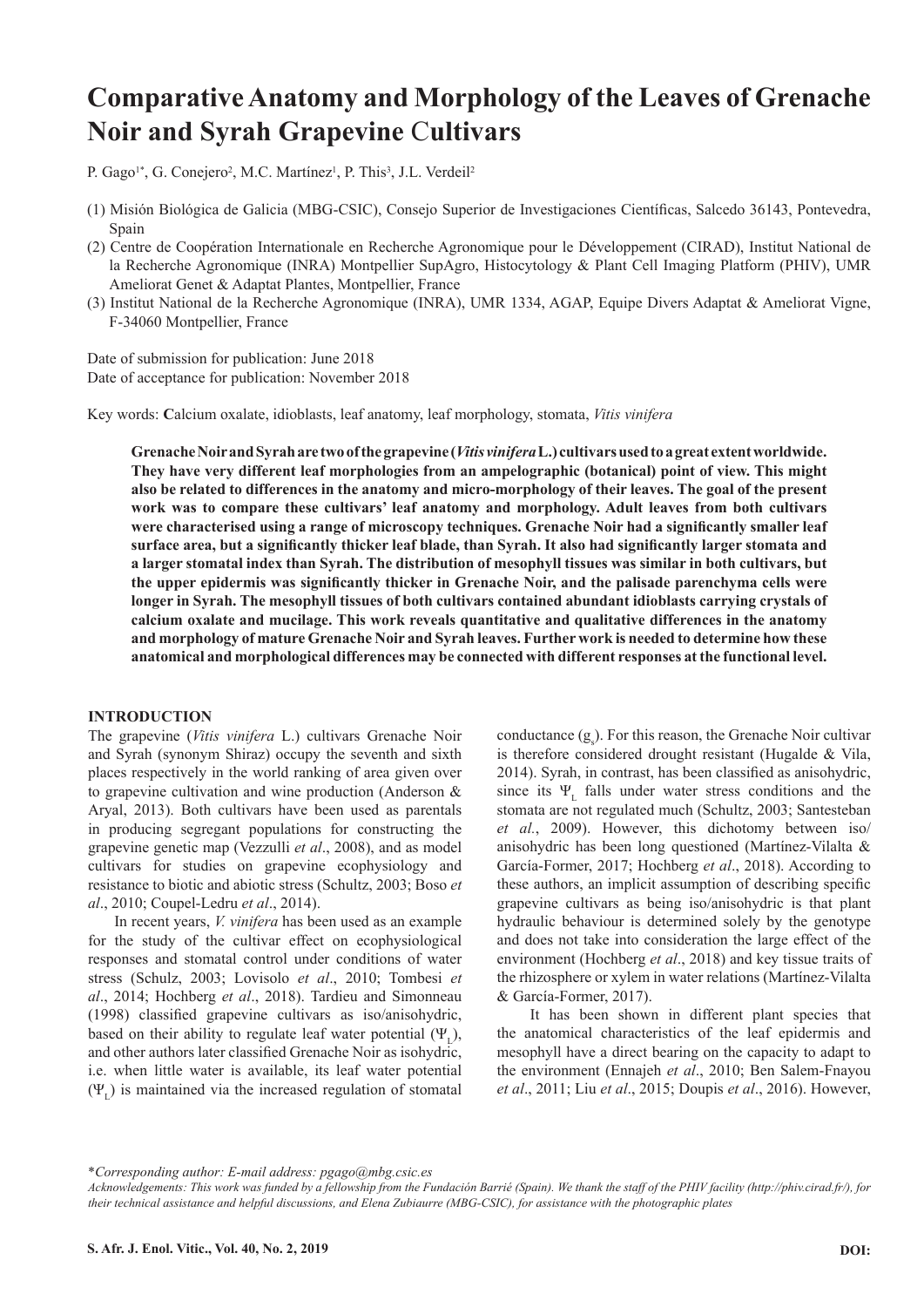# Comparative Anatomy and Morphology of the Leaves of Grenache Noir and Syrah Grapevine Cultivars

P. Gago[1*], G. Conejero[2], M.C. Martínez[1], P. This[3], J.L. Verdeil[2]

(1) Misión Biológica de Galicia (MBG-CSIC), Consejo Superior de Investigaciones Científicas, Salcedo 36143, Pontevedra, Spain

(2) Centre de Coopération Internationale en Recherche Agronomique pour le Développement (CIRAD), Institut National de la Recherche Agronomique (INRA) Montpellier SupAgro, Histocytology & Plant Cell Imaging Platform (PHIV), UMR Ameliorat Genet & Adaptat Plantes, Montpellier, France

(3) Institut National de la Recherche Agronomique (INRA), UMR 1334, AGAP, Equipe Divers Adaptat & Ameliorat Vigne, F-34060 Montpellier, France

Date of submission for publication: June 2018

Date of acceptance for publication: November 2018

Key words: Calcium oxalate, idioblasts, leaf anatomy, leaf morphology, stomata, *Vitis vinifera*

**Grenache Noir and Syrah are two of the grapevine (*Vitis vinifera* L.) cultivars used to a great extent worldwide. They have very different leaf morphologies from an ampelographic (botanical) point of view. This might also be related to differences in the anatomy and micro-morphology of their leaves. The goal of the present work was to compare these cultivars' leaf anatomy and morphology. Adult leaves from both cultivars were characterised using a range of microscopy techniques. Grenache Noir had a significantly smaller leaf surface area, but a significantly thicker leaf blade, than Syrah. It also had significantly larger stomata and a larger stomatal index than Syrah. The distribution of mesophyll tissues was similar in both cultivars, but the upper epidermis was significantly thicker in Grenache Noir, and the palisade parenchyma cells were longer in Syrah. The mesophyll tissues of both cultivars contained abundant idioblasts carrying crystals of calcium oxalate and mucilage. This work reveals quantitative and qualitative differences in the anatomy and morphology of mature Grenache Noir and Syrah leaves. Further work is needed to determine how these anatomical and morphological differences may be connected with different responses at the functional level.**

## INTRODUCTION

The grapevine (*Vitis vinifera* L.) cultivars Grenache Noir and Syrah (synonym Shiraz) occupy the seventh and sixth places respectively in the world ranking of area given over to grapevine cultivation and wine production (Anderson & Aryal, 2013). Both cultivars have been used as parentals in producing segregant populations for constructing the grapevine genetic map (Vezzulli *et al*., 2008), and as model cultivars for studies on grapevine ecophysiology and resistance to biotic and abiotic stress (Schultz, 2003; Boso *et al*., 2010; Coupel-Ledru *et al*., 2014).

In recent years, *V. vinifera* has been used as an example for the study of the cultivar effect on ecophysiological responses and stomatal control under conditions of water stress (Schulz, 2003; Lovisolo *et al*., 2010; Tombesi *et al*., 2014; Hochberg *et al*., 2018). Tardieu and Simonneau (1998) classified grapevine cultivars as iso/anisohydric, based on their ability to regulate leaf water potential ($\Psi_L$), and other authors later classified Grenache Noir as isohydric, i.e. when little water is available, its leaf water potential ($\Psi_L$) is maintained via the increased regulation of stomatal conductance ($g_s$). For this reason, the Grenache Noir cultivar is therefore considered drought resistant (Hugalde & Vila, 2014). Syrah, in contrast, has been classified as anisohydric, since its $\Psi_L$ falls under water stress conditions and the stomata are not regulated much (Schultz, 2003; Santesteban *et al.*, 2009). However, this dichotomy between iso/anisohydric has been long questioned (Martínez-Vilalta & García-Former, 2017; Hochberg *et al*., 2018). According to these authors, an implicit assumption of describing specific grapevine cultivars as being iso/anisohydric is that plant hydraulic behaviour is determined solely by the genotype and does not take into consideration the large effect of the environment (Hochberg *et al*., 2018) and key tissue traits of the rhizosphere or xylem in water relations (Martínez-Vilalta & García-Former, 2017).

It has been shown in different plant species that the anatomical characteristics of the leaf epidermis and mesophyll have a direct bearing on the capacity to adapt to the environment (Ennajeh *et al*., 2010; Ben Salem-Fnayou *et al*., 2011; Liu *et al*., 2015; Doupis *et al*., 2016). However,

*\*Corresponding author: E-mail address: pgago@mbg.csic.es*

*Acknowledgements: This work was funded by a fellowship from the Fundación Barrié (Spain). We thank the staff of the PHIV facility (http://phiv.cirad.fr/), for their technical assistance and helpful discussions, and Elena Zubiaurre (MBG-CSIC), for assistance with the photographic plates*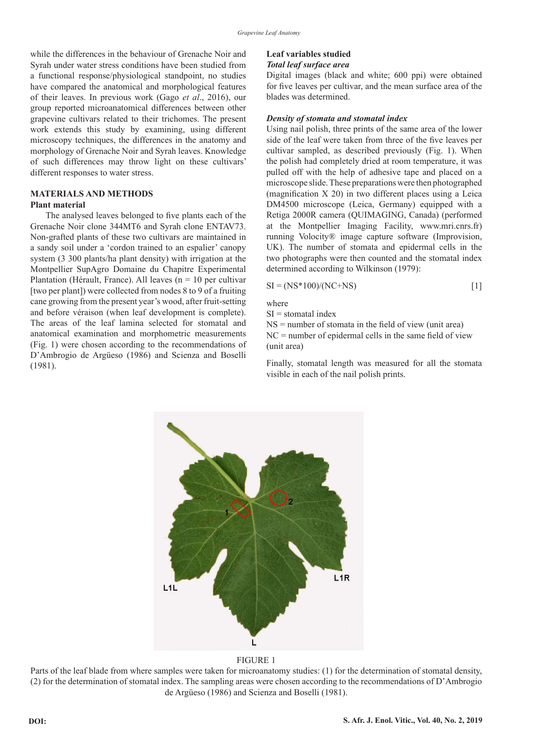while the differences in the behaviour of Grenache Noir and Syrah under water stress conditions have been studied from a functional response/physiological standpoint, no studies have compared the anatomical and morphological features of their leaves. In previous work (Gago *et al*., 2016), our group reported microanatomical differences between other grapevine cultivars related to their trichomes. The present work extends this study by examining, using different microscopy techniques, the differences in the anatomy and morphology of Grenache Noir and Syrah leaves. Knowledge of such differences may throw light on these cultivars' different responses to water stress.

## MATERIALS AND METHODS

### Plant material

The analysed leaves belonged to five plants each of the Grenache Noir clone 344MT6 and Syrah clone ENTAV73. Non-grafted plants of these two cultivars are maintained in a sandy soil under a 'cordon trained to an espalier' canopy system (3 300 plants/ha plant density) with irrigation at the Montpellier SupAgro Domaine du Chapitre Experimental Plantation (Hérault, France). All leaves (n = 10 per cultivar [two per plant]) were collected from nodes 8 to 9 of a fruiting cane growing from the present year's wood, after fruit-setting and before véraison (when leaf development is complete). The areas of the leaf lamina selected for stomatal and anatomical examination and morphometric measurements (Fig. 1) were chosen according to the recommendations of D'Ambrogio de Argüeso (1986) and Scienza and Boselli (1981).

### Leaf variables studied

#### *Total leaf surface area*

Digital images (black and white; 600 ppi) were obtained for five leaves per cultivar, and the mean surface area of the blades was determined.

#### *Density of stomata and stomatal index*

Using nail polish, three prints of the same area of the lower side of the leaf were taken from three of the five leaves per cultivar sampled, as described previously (Fig. 1). When the polish had completely dried at room temperature, it was pulled off with the help of adhesive tape and placed on a microscope slide. These preparations were then photographed (magnification X 20) in two different places using a Leica DM4500 microscope (Leica, Germany) equipped with a Retiga 2000R camera (QUIMAGING, Canada) (performed at the Montpellier Imaging Facility, www.mri.cnrs.fr) running Volocity® image capture software (Improvision, UK). The number of stomata and epidermal cells in the two photographs were then counted and the stomatal index determined according to Wilkinson (1979):

$$SI = (NS*100)/(NC+NS) \qquad [1]$$

where

SI = stomatal index

NS = number of stomata in the field of view (unit area)

NC = number of epidermal cells in the same field of view (unit area)

Finally, stomatal length was measured for all the stomata visible in each of the nail polish prints.

FIGURE 1

Parts of the leaf blade from where samples were taken for microanatomy studies: (1) for the determination of stomatal density, (2) for the determination of stomatal index. The sampling areas were chosen according to the recommendations of D'Ambrogio de Argüeso (1986) and Scienza and Boselli (1981).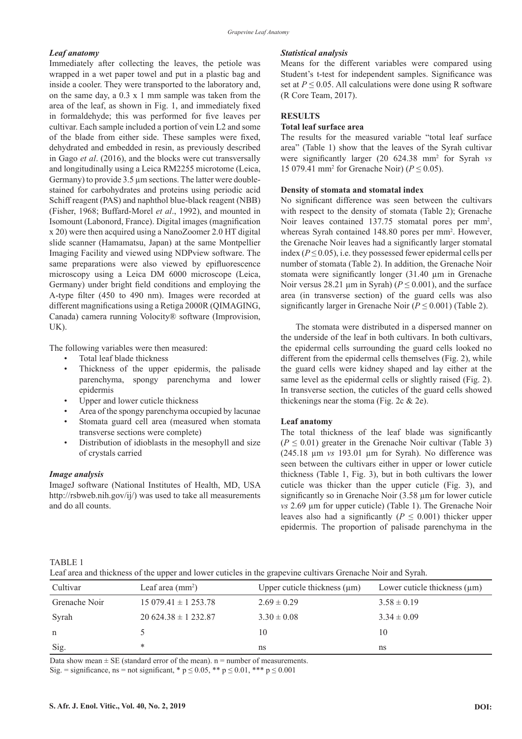### *Leaf anatomy*

Immediately after collecting the leaves, the petiole was wrapped in a wet paper towel and put in a plastic bag and inside a cooler. They were transported to the laboratory and, on the same day, a 0.3 x 1 mm sample was taken from the area of the leaf, as shown in Fig. 1, and immediately fixed in formaldehyde; this was performed for five leaves per cultivar. Each sample included a portion of vein L2 and some of the blade from either side. These samples were fixed, dehydrated and embedded in resin, as previously described in Gago *et al*. (2016), and the blocks were cut transversally and longitudinally using a Leica RM2255 microtome (Leica, Germany) to provide 3.5 µm sections. The latter were double-stained for carbohydrates and proteins using periodic acid Schiff reagent (PAS) and naphthol blue-black reagent (NBB) (Fisher, 1968; Buffard-Morel *et al*., 1992), and mounted in Isomount (Labonord, France). Digital images (magnification x 20) were then acquired using a NanoZoomer 2.0 HT digital slide scanner (Hamamatsu, Japan) at the same Montpellier Imaging Facility and viewed using NDPview software. The same preparations were also viewed by epifluorescence microscopy using a Leica DM 6000 microscope (Leica, Germany) under bright field conditions and employing the A-type filter (450 to 490 nm). Images were recorded at different magnifications using a Retiga 2000R (QIMAGING, Canada) camera running Volocity® software (Improvision, UK).

The following variables were then measured:

- Total leaf blade thickness
- Thickness of the upper epidermis, the palisade parenchyma, spongy parenchyma and lower epidermis
- Upper and lower cuticle thickness
- Area of the spongy parenchyma occupied by lacunae
- Stomata guard cell area (measured when stomata transverse sections were complete)
- Distribution of idioblasts in the mesophyll and size of crystals carried

### *Image analysis*

ImageJ software (National Institutes of Health, MD, USA http://rsbweb.nih.gov/ij/) was used to take all measurements and do all counts.

### *Statistical analysis*

Means for the different variables were compared using Student's t-test for independent samples. Significance was set at $P \leq 0.05$. All calculations were done using R software (R Core Team, 2017).

## RESULTS

### Total leaf surface area

The results for the measured variable "total leaf surface area" (Table 1) show that the leaves of the Syrah cultivar were significantly larger (20 624.38 mm$^2$ for Syrah *vs* 15 079.41 mm$^2$ for Grenache Noir) ($P \leq 0.05$).

### Density of stomata and stomatal index

No significant difference was seen between the cultivars with respect to the density of stomata (Table 2); Grenache Noir leaves contained 137.75 stomatal pores per mm$^2$, whereas Syrah contained 148.80 pores per mm$^2$. However, the Grenache Noir leaves had a significantly larger stomatal index ($P \leq 0.05$), i.e. they possessed fewer epidermal cells per number of stomata (Table 2). In addition, the Grenache Noir stomata were significantly longer (31.40 µm in Grenache Noir versus 28.21 µm in Syrah) ($P \leq 0.001$), and the surface area (in transverse section) of the guard cells was also significantly larger in Grenache Noir ($P \leq 0.001$) (Table 2).

The stomata were distributed in a dispersed manner on the underside of the leaf in both cultivars. In both cultivars, the epidermal cells surrounding the guard cells looked no different from the epidermal cells themselves (Fig. 2), while the guard cells were kidney shaped and lay either at the same level as the epidermal cells or slightly raised (Fig. 2). In transverse section, the cuticles of the guard cells showed thickenings near the stoma (Fig. 2c & 2e).

### Leaf anatomy

The total thickness of the leaf blade was significantly ($P \leq 0.01$) greater in the Grenache Noir cultivar (Table 3) (245.18 µm *vs* 193.01 µm for Syrah). No difference was seen between the cultivars either in upper or lower cuticle thickness (Table 1, Fig. 3), but in both cultivars the lower cuticle was thicker than the upper cuticle (Fig. 3), and significantly so in Grenache Noir (3.58 µm for lower cuticle *vs* 2.69 µm for upper cuticle) (Table 1). The Grenache Noir leaves also had a significantly ($P \leq 0.001$) thicker upper epidermis. The proportion of palisade parenchyma in the

TABLE 1
Leaf area and thickness of the upper and lower cuticles in the grapevine cultivars Grenache Noir and Syrah.

| Cultivar | Leaf area (mm$^2$) | Upper cuticle thickness (µm) | Lower cuticle thickness (µm) |
|---|---|---|---|
| Grenache Noir | 15 079.41 ± 1 253.78 | 2.69 ± 0.29 | 3.58 ± 0.19 |
| Syrah | 20 624.38 ± 1 232.87 | 3.30 ± 0.08 | 3.34 ± 0.09 |
| n | 5 | 10 | 10 |
| Sig. | * | ns | ns |

Data show mean ± SE (standard error of the mean). n = number of measurements.
Sig. = significance, ns = not significant, * $p \leq 0.05$, ** $p \leq 0.01$, *** $p \leq 0.001$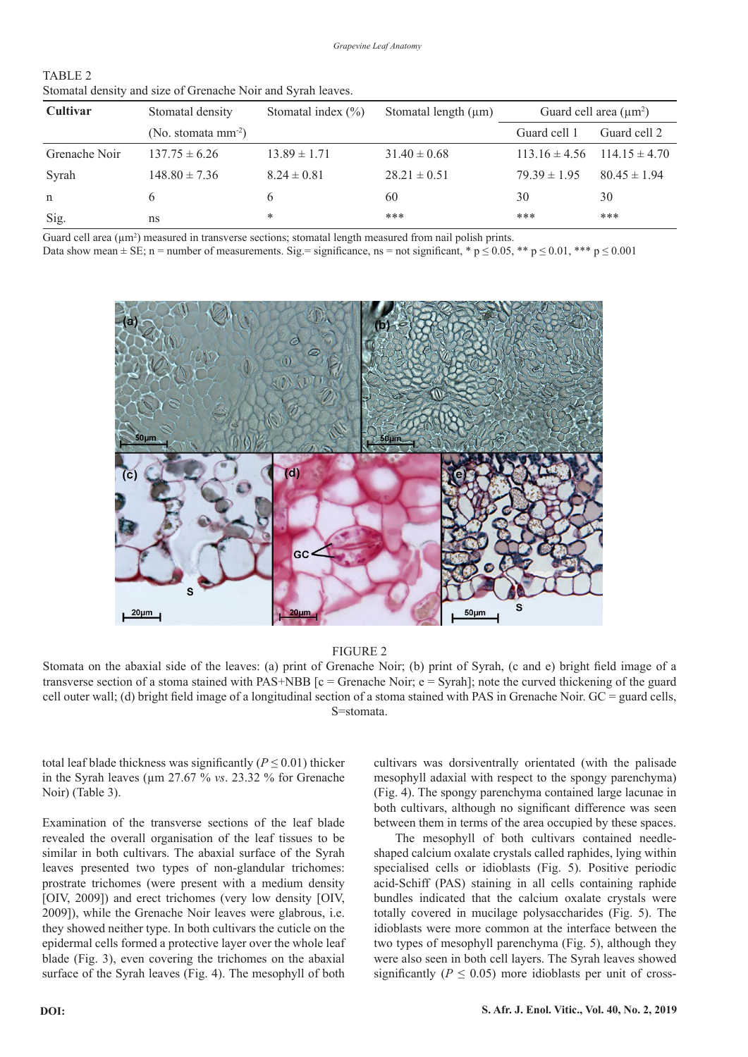TABLE 2
Stomatal density and size of Grenache Noir and Syrah leaves.

| Cultivar | Stomatal density (No. stomata mm$^{-2}$) | Stomatal index (%) | Stomatal length (µm) | Guard cell area (µm$^2$) | |
|---|---|---|---|---|---|
| | | | | Guard cell 1 | Guard cell 2 |
| Grenache Noir | 137.75 ± 6.26 | 13.89 ± 1.71 | 31.40 ± 0.68 | 113.16 ± 4.56 | 114.15 ± 4.70 |
| Syrah | 148.80 ± 7.36 | 8.24 ± 0.81 | 28.21 ± 0.51 | 79.39 ± 1.95 | 80.45 ± 1.94 |
| n | 6 | 6 | 60 | 30 | 30 |
| Sig. | ns | * | *** | *** | *** |

Guard cell area (µm$^2$) measured in transverse sections; stomatal length measured from nail polish prints.
Data show mean ± SE; n = number of measurements. Sig.= significance, ns = not significant, * p ≤ 0.05, ** p ≤ 0.01, *** p ≤ 0.001

FIGURE 2
Stomata on the abaxial side of the leaves: (a) print of Grenache Noir; (b) print of Syrah, (c and e) bright field image of a transverse section of a stoma stained with PAS+NBB [c = Grenache Noir; e = Syrah]; note the curved thickening of the guard cell outer wall; (d) bright field image of a longitudinal section of a stoma stained with PAS in Grenache Noir. GC = guard cells, S=stomata.

total leaf blade thickness was significantly ($P \leq 0.01$) thicker in the Syrah leaves (µm 27.67 % *vs*. 23.32 % for Grenache Noir) (Table 3).

Examination of the transverse sections of the leaf blade revealed the overall organisation of the leaf tissues to be similar in both cultivars. The abaxial surface of the Syrah leaves presented two types of non-glandular trichomes: prostrate trichomes (were present with a medium density [OIV, 2009]) and erect trichomes (very low density [OIV, 2009]), while the Grenache Noir leaves were glabrous, i.e. they showed neither type. In both cultivars the cuticle on the epidermal cells formed a protective layer over the whole leaf blade (Fig. 3), even covering the trichomes on the abaxial surface of the Syrah leaves (Fig. 4). The mesophyll of both cultivars was dorsiventrally orientated (with the palisade mesophyll adaxial with respect to the spongy parenchyma) (Fig. 4). The spongy parenchyma contained large lacunae in both cultivars, although no significant difference was seen between them in terms of the area occupied by these spaces.

The mesophyll of both cultivars contained needle-shaped calcium oxalate crystals called raphides, lying within specialised cells or idioblasts (Fig. 5). Positive periodic acid-Schiff (PAS) staining in all cells containing raphide bundles indicated that the calcium oxalate crystals were totally covered in mucilage polysaccharides (Fig. 5). The idioblasts were more common at the interface between the two types of mesophyll parenchyma (Fig. 5), although they were also seen in both cell layers. The Syrah leaves showed significantly ($P \leq 0.05$) more idioblasts per unit of cross-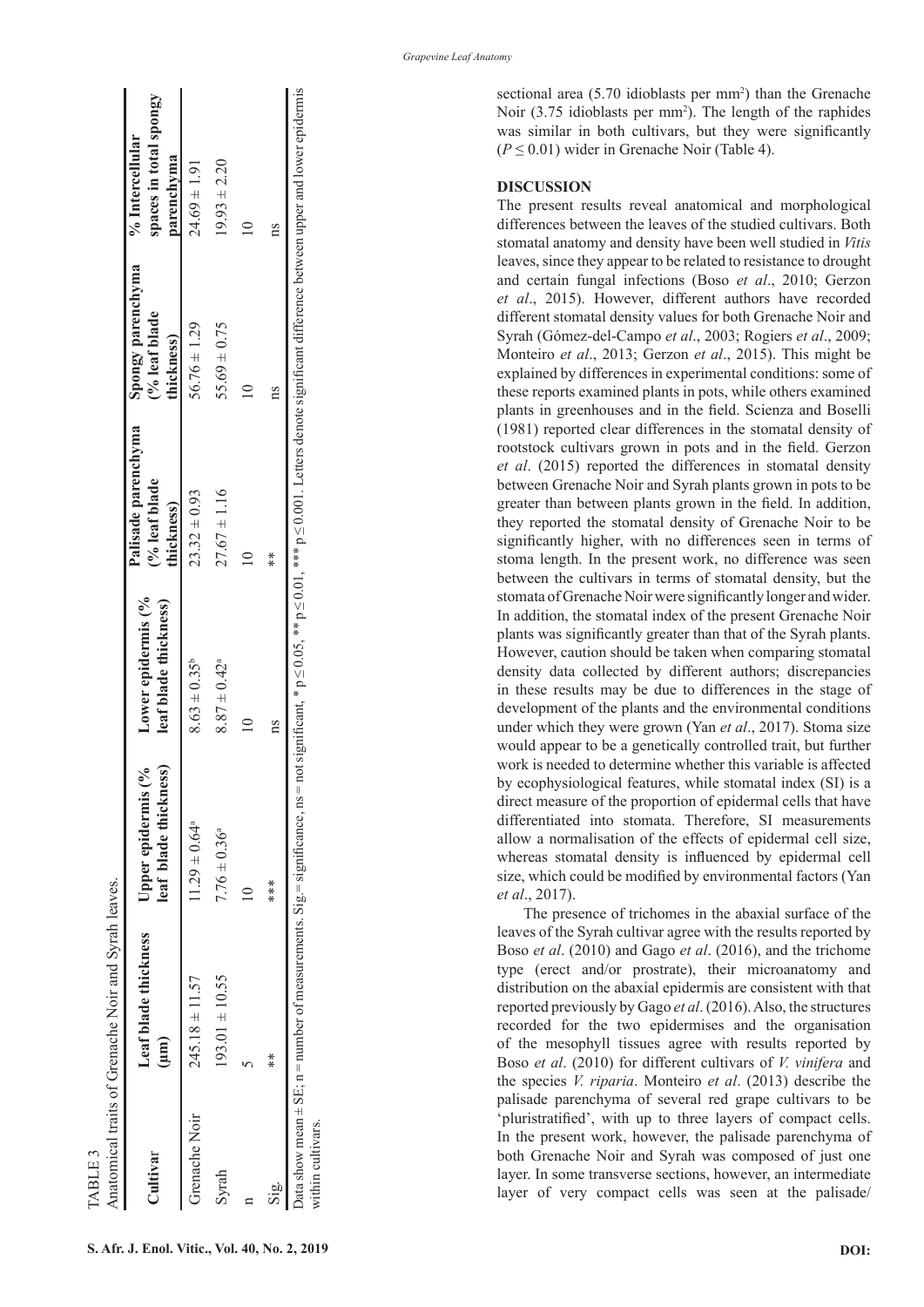TABLE 3

Anatomical traits of Grenache Noir and Syrah leaves.

| Cultivar | Leaf blade thickness (µm) | Upper epidermis (% leaf blade thickness) | Lower epidermis (% leaf blade thickness) | Palisade parenchyma (% leaf blade thickness) | Spongy parenchyma (% leaf blade thickness) | % Intercellular spaces in total spongy parenchyma |
|---|---|---|---|---|---|---|
| Grenache Noir | 245.18 ± 11.57 | 11.29 ± 0.64[a] | 8.63 ± 0.35[b] | 23.32 ± 0.93 | 56.76 ± 1.29 | 24.69 ± 1.91 |
| Syrah | 193.01 ± 10.55 | 7.76 ± 0.36[a] | 8.87 ± 0.42[a] | 27.67 ± 1.16 | 55.69 ± 0.75 | 19.93 ± 2.20 |
| n | 5 | 10 | 10 | 10 | 10 | 10 |
| Sig. | ** | *** | ns | ** | ns | ns |

Data show mean ± SE; n = number of measurements. Sig. = significance, ns = not significant, * $p \leq 0.05$, ** $p \leq 0.01$, *** $p \leq 0.001$. Letters denote significant difference between upper and lower epidermis within cultivars.

sectional area (5.70 idioblasts per mm²) than the Grenache Noir (3.75 idioblasts per mm²). The length of the raphides was similar in both cultivars, but they were significantly ($P \leq 0.01$) wider in Grenache Noir (Table 4).

## DISCUSSION

The present results reveal anatomical and morphological differences between the leaves of the studied cultivars. Both stomatal anatomy and density have been well studied in *Vitis* leaves, since they appear to be related to resistance to drought and certain fungal infections (Boso *et al*., 2010; Gerzon *et al*., 2015). However, different authors have recorded different stomatal density values for both Grenache Noir and Syrah (Gómez-del-Campo *et al*., 2003; Rogiers *et al*., 2009; Monteiro *et al*., 2013; Gerzon *et al*., 2015). This might be explained by differences in experimental conditions: some of these reports examined plants in pots, while others examined plants in greenhouses and in the field. Scienza and Boselli (1981) reported clear differences in the stomatal density of rootstock cultivars grown in pots and in the field. Gerzon *et al*. (2015) reported the differences in stomatal density between Grenache Noir and Syrah plants grown in pots to be greater than between plants grown in the field. In addition, they reported the stomatal density of Grenache Noir to be significantly higher, with no differences seen in terms of stoma length. In the present work, no difference was seen between the cultivars in terms of stomatal density, but the stomata of Grenache Noir were significantly longer and wider. In addition, the stomatal index of the present Grenache Noir plants was significantly greater than that of the Syrah plants. However, caution should be taken when comparing stomatal density data collected by different authors; discrepancies in these results may be due to differences in the stage of development of the plants and the environmental conditions under which they were grown (Yan *et al*., 2017). Stoma size would appear to be a genetically controlled trait, but further work is needed to determine whether this variable is affected by ecophysiological features, while stomatal index (SI) is a direct measure of the proportion of epidermal cells that have differentiated into stomata. Therefore, SI measurements allow a normalisation of the effects of epidermal cell size, whereas stomatal density is influenced by epidermal cell size, which could be modified by environmental factors (Yan *et al*., 2017).

The presence of trichomes in the abaxial surface of the leaves of the Syrah cultivar agree with the results reported by Boso *et al*. (2010) and Gago *et al*. (2016), and the trichome type (erect and/or prostrate), their microanatomy and distribution on the abaxial epidermis are consistent with that reported previously by Gago *et al*. (2016). Also, the structures recorded for the two epidermises and the organisation of the mesophyll tissues agree with results reported by Boso *et al*. (2010) for different cultivars of *V. vinifera* and the species *V. riparia*. Monteiro *et al*. (2013) describe the palisade parenchyma of several red grape cultivars to be 'pluristratified', with up to three layers of compact cells. In the present work, however, the palisade parenchyma of both Grenache Noir and Syrah was composed of just one layer. In some transverse sections, however, an intermediate layer of very compact cells was seen at the palisade/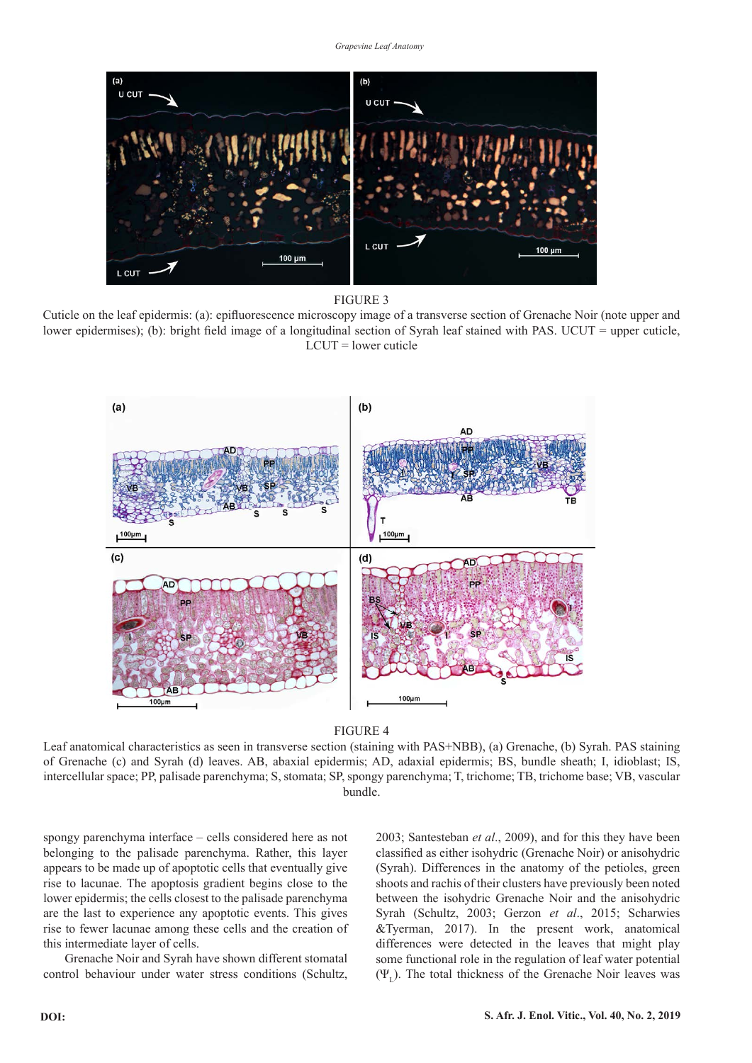FIGURE 3

Cuticle on the leaf epidermis: (a): epifluorescence microscopy image of a transverse section of Grenache Noir (note upper and lower epidermises); (b): bright field image of a longitudinal section of Syrah leaf stained with PAS. UCUT = upper cuticle, LCUT = lower cuticle

FIGURE 4

Leaf anatomical characteristics as seen in transverse section (staining with PAS+NBB), (a) Grenache, (b) Syrah. PAS staining of Grenache (c) and Syrah (d) leaves. AB, abaxial epidermis; AD, adaxial epidermis; BS, bundle sheath; I, idioblast; IS, intercellular space; PP, palisade parenchyma; S, stomata; SP, spongy parenchyma; T, trichome; TB, trichome base; VB, vascular bundle.

spongy parenchyma interface – cells considered here as not belonging to the palisade parenchyma. Rather, this layer appears to be made up of apoptotic cells that eventually give rise to lacunae. The apoptosis gradient begins close to the lower epidermis; the cells closest to the palisade parenchyma are the last to experience any apoptotic events. This gives rise to fewer lacunae among these cells and the creation of this intermediate layer of cells.

Grenache Noir and Syrah have shown different stomatal control behaviour under water stress conditions (Schultz, 2003; Santesteban *et al*., 2009), and for this they have been classified as either isohydric (Grenache Noir) or anisohydric (Syrah). Differences in the anatomy of the petioles, green shoots and rachis of their clusters have previously been noted between the isohydric Grenache Noir and the anisohydric Syrah (Schultz, 2003; Gerzon *et al*., 2015; Scharwies &Tyerman, 2017). In the present work, anatomical differences were detected in the leaves that might play some functional role in the regulation of leaf water potential ($\Psi_L$). The total thickness of the Grenache Noir leaves was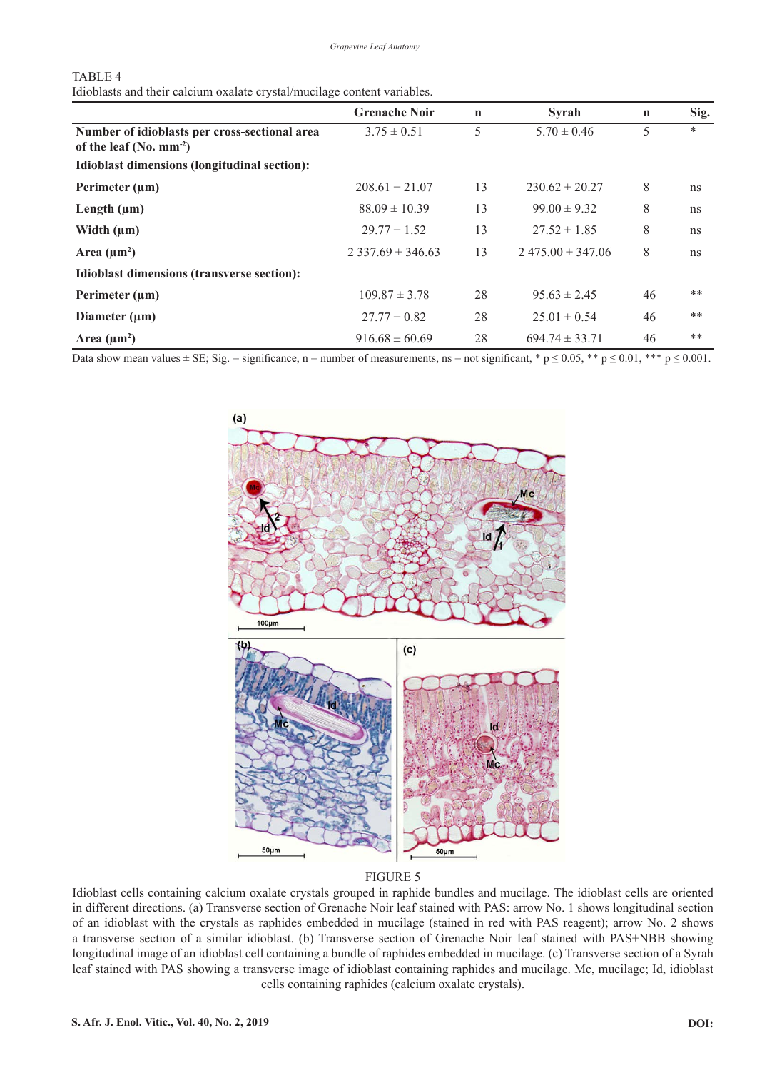TABLE 4
Idioblasts and their calcium oxalate crystal/mucilage content variables.

| | Grenache Noir | n | Syrah | n | Sig. |
|---|---|---|---|---|---|
| **Number of idioblasts per cross-sectional area of the leaf (No. mm$^{-2}$)** | 3.75 ± 0.51 | 5 | 5.70 ± 0.46 | 5 | * |
| **Idioblast dimensions (longitudinal section):** | | | | | |
| **Perimeter (µm)** | 208.61 ± 21.07 | 13 | 230.62 ± 20.27 | 8 | ns |
| **Length (µm)** | 88.09 ± 10.39 | 13 | 99.00 ± 9.32 | 8 | ns |
| **Width (µm)** | 29.77 ± 1.52 | 13 | 27.52 ± 1.85 | 8 | ns |
| **Area (µm$^2$)** | 2 337.69 ± 346.63 | 13 | 2 475.00 ± 347.06 | 8 | ns |
| **Idioblast dimensions (transverse section):** | | | | | |
| **Perimeter (µm)** | 109.87 ± 3.78 | 28 | 95.63 ± 2.45 | 46 | ** |
| **Diameter (µm)** | 27.77 ± 0.82 | 28 | 25.01 ± 0.54 | 46 | ** |
| **Area (µm$^2$)** | 916.68 ± 60.69 | 28 | 694.74 ± 33.71 | 46 | ** |

Data show mean values ± SE; Sig. = significance, n = number of measurements, ns = not significant, * $p \leq 0.05$, ** $p \leq 0.01$, *** $p \leq 0.001$.

FIGURE 5

Idioblast cells containing calcium oxalate crystals grouped in raphide bundles and mucilage. The idioblast cells are oriented in different directions. (a) Transverse section of Grenache Noir leaf stained with PAS: arrow No. 1 shows longitudinal section of an idioblast with the crystals as raphides embedded in mucilage (stained in red with PAS reagent); arrow No. 2 shows a transverse section of a similar idioblast. (b) Transverse section of Grenache Noir leaf stained with PAS+NBB showing longitudinal image of an idioblast cell containing a bundle of raphides embedded in mucilage. (c) Transverse section of a Syrah leaf stained with PAS showing a transverse image of idioblast containing raphides and mucilage. Mc, mucilage; Id, idioblast cells containing raphides (calcium oxalate crystals).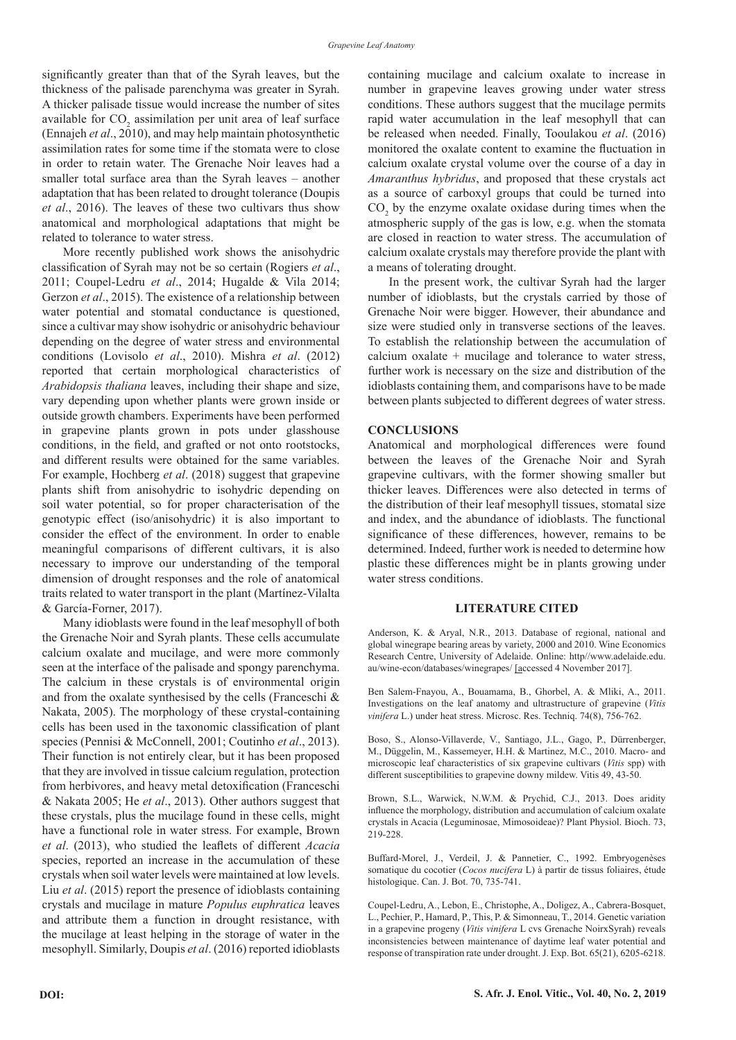significantly greater than that of the Syrah leaves, but the thickness of the palisade parenchyma was greater in Syrah. A thicker palisade tissue would increase the number of sites available for $CO_2$ assimilation per unit area of leaf surface (Ennajeh *et al*., 2010), and may help maintain photosynthetic assimilation rates for some time if the stomata were to close in order to retain water. The Grenache Noir leaves had a smaller total surface area than the Syrah leaves – another adaptation that has been related to drought tolerance (Doupis *et al*., 2016). The leaves of these two cultivars thus show anatomical and morphological adaptations that might be related to tolerance to water stress.

More recently published work shows the anisohydric classification of Syrah may not be so certain (Rogiers *et al*., 2011; Coupel-Ledru *et al*., 2014; Hugalde & Vila 2014; Gerzon *et al*., 2015). The existence of a relationship between water potential and stomatal conductance is questioned, since a cultivar may show isohydric or anisohydric behaviour depending on the degree of water stress and environmental conditions (Lovisolo *et al*., 2010). Mishra *et al*. (2012) reported that certain morphological characteristics of *Arabidopsis thaliana* leaves, including their shape and size, vary depending upon whether plants were grown inside or outside growth chambers. Experiments have been performed in grapevine plants grown in pots under glasshouse conditions, in the field, and grafted or not onto rootstocks, and different results were obtained for the same variables. For example, Hochberg *et al*. (2018) suggest that grapevine plants shift from anisohydric to isohydric depending on soil water potential, so for proper characterisation of the genotypic effect (iso/anisohydric) it is also important to consider the effect of the environment. In order to enable meaningful comparisons of different cultivars, it is also necessary to improve our understanding of the temporal dimension of drought responses and the role of anatomical traits related to water transport in the plant (Martínez-Vilalta & García-Forner, 2017).

Many idioblasts were found in the leaf mesophyll of both the Grenache Noir and Syrah plants. These cells accumulate calcium oxalate and mucilage, and were more commonly seen at the interface of the palisade and spongy parenchyma. The calcium in these crystals is of environmental origin and from the oxalate synthesised by the cells (Franceschi & Nakata, 2005). The morphology of these crystal-containing cells has been used in the taxonomic classification of plant species (Pennisi & McConnell, 2001; Coutinho *et al*., 2013). Their function is not entirely clear, but it has been proposed that they are involved in tissue calcium regulation, protection from herbivores, and heavy metal detoxification (Franceschi & Nakata 2005; He *et al*., 2013). Other authors suggest that these crystals, plus the mucilage found in these cells, might have a functional role in water stress. For example, Brown *et al*. (2013), who studied the leaflets of different *Acacia* species, reported an increase in the accumulation of these crystals when soil water levels were maintained at low levels. Liu *et al*. (2015) report the presence of idioblasts containing crystals and mucilage in mature *Populus euphratica* leaves and attribute them a function in drought resistance, with the mucilage at least helping in the storage of water in the mesophyll. Similarly, Doupis *et al*. (2016) reported idioblasts containing mucilage and calcium oxalate to increase in number in grapevine leaves growing under water stress conditions. These authors suggest that the mucilage permits rapid water accumulation in the leaf mesophyll that can be released when needed. Finally, Tooulakou *et al*. (2016) monitored the oxalate content to examine the fluctuation in calcium oxalate crystal volume over the course of a day in *Amaranthus hybridus*, and proposed that these crystals act as a source of carboxyl groups that could be turned into $CO_2$ by the enzyme oxalate oxidase during times when the atmospheric supply of the gas is low, e.g. when the stomata are closed in reaction to water stress. The accumulation of calcium oxalate crystals may therefore provide the plant with a means of tolerating drought.

In the present work, the cultivar Syrah had the larger number of idioblasts, but the crystals carried by those of Grenache Noir were bigger. However, their abundance and size were studied only in transverse sections of the leaves. To establish the relationship between the accumulation of calcium oxalate + mucilage and tolerance to water stress, further work is necessary on the size and distribution of the idioblasts containing them, and comparisons have to be made between plants subjected to different degrees of water stress.

## CONCLUSIONS

Anatomical and morphological differences were found between the leaves of the Grenache Noir and Syrah grapevine cultivars, with the former showing smaller but thicker leaves. Differences were also detected in terms of the distribution of their leaf mesophyll tissues, stomatal size and index, and the abundance of idioblasts. The functional significance of these differences, however, remains to be determined. Indeed, further work is needed to determine how plastic these differences might be in plants growing under water stress conditions.

## LITERATURE CITED

Anderson, K. & Aryal, N.R., 2013. Database of regional, national and global winegrape bearing areas by variety, 2000 and 2010. Wine Economics Research Centre, University of Adelaide. Online: http//www.adelaide.edu.au/wine-econ/databases/winegrapes/ [accessed 4 November 2017].

Ben Salem-Fnayou, A., Bouamama, B., Ghorbel, A. & Mliki, A., 2011. Investigations on the leaf anatomy and ultrastructure of grapevine (*Vitis vinifera* L.) under heat stress. Microsc. Res. Techniq. 74(8), 756-762.

Boso, S., Alonso-Villaverde, V., Santiago, J.L., Gago, P., Dürrenberger, M., Düggelin, M., Kassemeyer, H.H. & Martinez, M.C., 2010. Macro- and microscopic leaf characteristics of six grapevine cultivars (*Vitis* spp) with different susceptibilities to grapevine downy mildew. Vitis 49, 43-50.

Brown, S.L., Warwick, N.W.M. & Prychid, C.J., 2013. Does aridity influence the morphology, distribution and accumulation of calcium oxalate crystals in Acacia (Leguminosae, Mimosoideae)? Plant Physiol. Bioch. 73, 219-228.

Buffard-Morel, J., Verdeil, J. & Pannetier, C., 1992. Embryogenèses somatique du cocotier (*Cocos nucifera* L) à partir de tissus foliaires, étude histologique. Can. J. Bot. 70, 735-741.

Coupel-Ledru, A., Lebon, E., Christophe, A., Doligez, A., Cabrera-Bosquet, L., Pechier, P., Hamard, P., This, P. & Simonneau, T., 2014. Genetic variation in a grapevine progeny (*Vitis vinifera* L cvs Grenache NoirxSyrah) reveals inconsistencies between maintenance of daytime leaf water potential and response of transpiration rate under drought. J. Exp. Bot. 65(21), 6205-6218.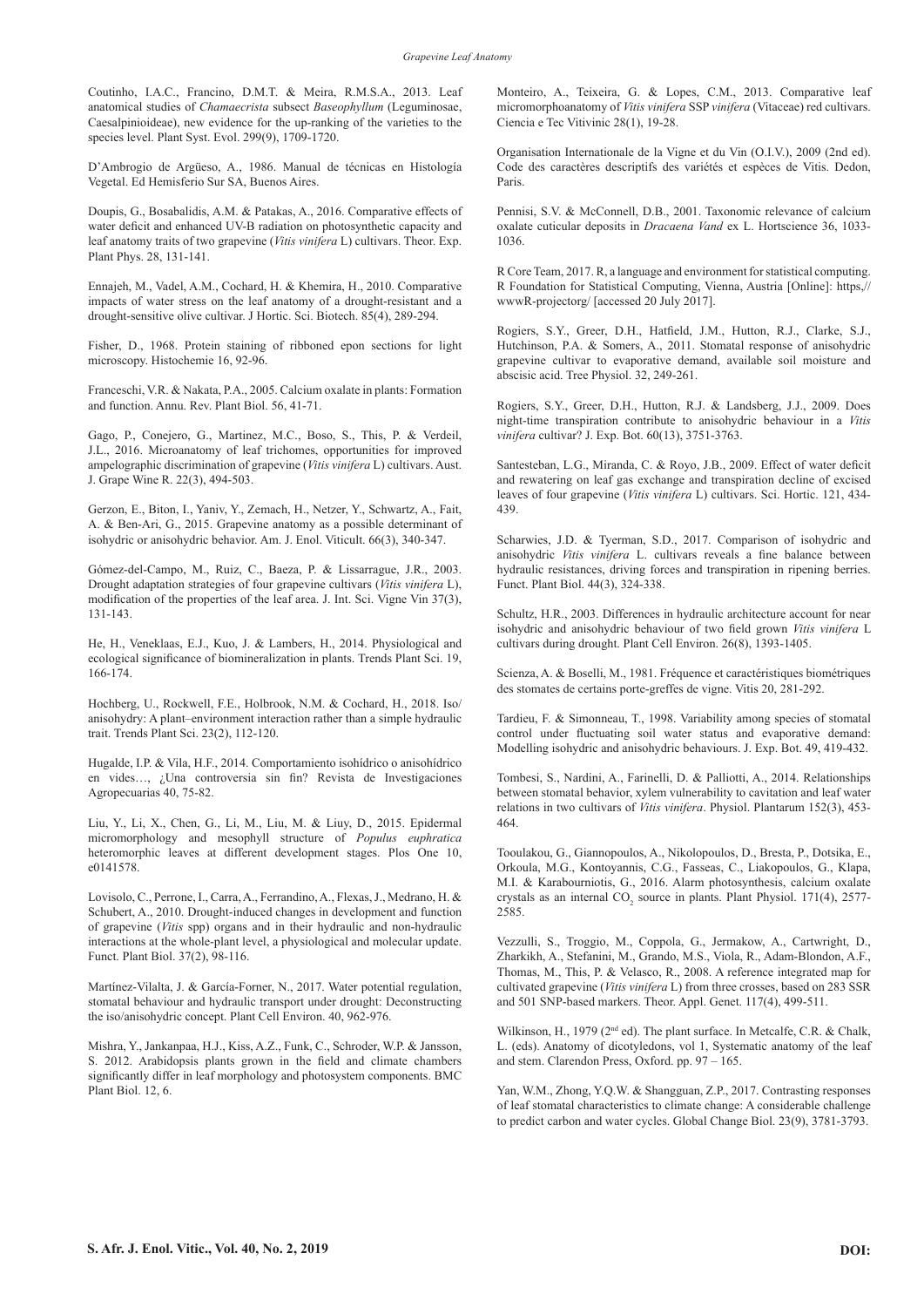Coutinho, I.A.C., Francino, D.M.T. & Meira, R.M.S.A., 2013. Leaf anatomical studies of *Chamaecrista* subsect *Baseophyllum* (Leguminosae, Caesalpinioideae), new evidence for the up-ranking of the varieties to the species level. Plant Syst. Evol. 299(9), 1709-1720.

D'Ambrogio de Argüeso, A., 1986. Manual de técnicas en Histología Vegetal. Ed Hemisferio Sur SA, Buenos Aires.

Doupis, G., Bosabalidis, A.M. & Patakas, A., 2016. Comparative effects of water deficit and enhanced UV-B radiation on photosynthetic capacity and leaf anatomy traits of two grapevine (*Vitis vinifera* L) cultivars. Theor. Exp. Plant Phys. 28, 131-141.

Ennajeh, M., Vadel, A.M., Cochard, H. & Khemira, H., 2010. Comparative impacts of water stress on the leaf anatomy of a drought-resistant and a drought-sensitive olive cultivar. J Hortic. Sci. Biotech. 85(4), 289-294.

Fisher, D., 1968. Protein staining of ribboned epon sections for light microscopy. Histochemie 16, 92-96.

Franceschi, V.R. & Nakata, P.A., 2005. Calcium oxalate in plants: Formation and function. Annu. Rev. Plant Biol. 56, 41-71.

Gago, P., Conejero, G., Martinez, M.C., Boso, S., This, P. & Verdeil, J.L., 2016. Microanatomy of leaf trichomes, opportunities for improved ampelographic discrimination of grapevine (*Vitis vinifera* L) cultivars. Aust. J. Grape Wine R. 22(3), 494-503.

Gerzon, E., Biton, I., Yaniv, Y., Zemach, H., Netzer, Y., Schwartz, A., Fait, A. & Ben-Ari, G., 2015. Grapevine anatomy as a possible determinant of isohydric or anisohydric behavior. Am. J. Enol. Viticult. 66(3), 340-347.

Gómez-del-Campo, M., Ruiz, C., Baeza, P. & Lissarrague, J.R., 2003. Drought adaptation strategies of four grapevine cultivars (*Vitis vinifera* L), modification of the properties of the leaf area. J. Int. Sci. Vigne Vin 37(3), 131-143.

He, H., Veneklaas, E.J., Kuo, J. & Lambers, H., 2014. Physiological and ecological significance of biomineralization in plants. Trends Plant Sci. 19, 166-174.

Hochberg, U., Rockwell, F.E., Holbrook, N.M. & Cochard, H., 2018. Iso/anisohydry: A plant–environment interaction rather than a simple hydraulic trait. Trends Plant Sci. 23(2), 112-120.

Hugalde, I.P. & Vila, H.F., 2014. Comportamiento isohídrico o anisohídrico en vides…, ¿Una controversia sin fin? Revista de Investigaciones Agropecuarias 40, 75-82.

Liu, Y., Li, X., Chen, G., Li, M., Liu, M. & Liuy, D., 2015. Epidermal micromorphology and mesophyll structure of *Populus euphratica* heteromorphic leaves at different development stages. Plos One 10, e0141578.

Lovisolo, C., Perrone, I., Carra, A., Ferrandino, A., Flexas, J., Medrano, H. & Schubert, A., 2010. Drought-induced changes in development and function of grapevine (*Vitis* spp) organs and in their hydraulic and non-hydraulic interactions at the whole-plant level, a physiological and molecular update. Funct. Plant Biol. 37(2), 98-116.

Martínez-Vilalta, J. & García-Forner, N., 2017. Water potential regulation, stomatal behaviour and hydraulic transport under drought: Deconstructing the iso/anisohydric concept. Plant Cell Environ. 40, 962-976.

Mishra, Y., Jankanpaa, H.J., Kiss, A.Z., Funk, C., Schroder, W.P. & Jansson, S. 2012. Arabidopsis plants grown in the field and climate chambers significantly differ in leaf morphology and photosystem components. BMC Plant Biol. 12, 6.

Monteiro, A., Teixeira, G. & Lopes, C.M., 2013. Comparative leaf micromorphoanatomy of *Vitis vinifera* SSP *vinifera* (Vitaceae) red cultivars. Ciencia e Tec Vitivinic 28(1), 19-28.

Organisation Internationale de la Vigne et du Vin (O.I.V.), 2009 (2nd ed). Code des caractères descriptifs des variétés et espèces de Vitis. Dedon, Paris.

Pennisi, S.V. & McConnell, D.B., 2001. Taxonomic relevance of calcium oxalate cuticular deposits in *Dracaena Vand* ex L. Hortscience 36, 1033-1036.

R Core Team, 2017. R, a language and environment for statistical computing. R Foundation for Statistical Computing, Vienna, Austria [Online]: https,//wwwR-projectorg/ [accessed 20 July 2017].

Rogiers, S.Y., Greer, D.H., Hatfield, J.M., Hutton, R.J., Clarke, S.J., Hutchinson, P.A. & Somers, A., 2011. Stomatal response of anisohydric grapevine cultivar to evaporative demand, available soil moisture and abscisic acid. Tree Physiol. 32, 249-261.

Rogiers, S.Y., Greer, D.H., Hutton, R.J. & Landsberg, J.J., 2009. Does night-time transpiration contribute to anisohydric behaviour in a *Vitis vinifera* cultivar? J. Exp. Bot. 60(13), 3751-3763.

Santesteban, L.G., Miranda, C. & Royo, J.B., 2009. Effect of water deficit and rewatering on leaf gas exchange and transpiration decline of excised leaves of four grapevine (*Vitis vinifera* L) cultivars. Sci. Hortic. 121, 434-439.

Scharwies, J.D. & Tyerman, S.D., 2017. Comparison of isohydric and anisohydric *Vitis vinifera* L. cultivars reveals a fine balance between hydraulic resistances, driving forces and transpiration in ripening berries. Funct. Plant Biol. 44(3), 324-338.

Schultz, H.R., 2003. Differences in hydraulic architecture account for near isohydric and anisohydric behaviour of two field grown *Vitis vinifera* L cultivars during drought. Plant Cell Environ. 26(8), 1393-1405.

Scienza, A. & Boselli, M., 1981. Fréquence et caractéristiques biométriques des stomates de certains porte-greffes de vigne. Vitis 20, 281-292.

Tardieu, F. & Simonneau, T., 1998. Variability among species of stomatal control under fluctuating soil water status and evaporative demand: Modelling isohydric and anisohydric behaviours. J. Exp. Bot. 49, 419-432.

Tombesi, S., Nardini, A., Farinelli, D. & Palliotti, A., 2014. Relationships between stomatal behavior, xylem vulnerability to cavitation and leaf water relations in two cultivars of *Vitis vinifera*. Physiol. Plantarum 152(3), 453-464.

Tooulakou, G., Giannopoulos, A., Nikolopoulos, D., Bresta, P., Dotsika, E., Orkoula, M.G., Kontoyannis, C.G., Fasseas, C., Liakopoulos, G., Klapa, M.I. & Karabourniotis, G., 2016. Alarm photosynthesis, calcium oxalate crystals as an internal $CO_2$ source in plants. Plant Physiol. 171(4), 2577-2585.

Vezzulli, S., Troggio, M., Coppola, G., Jermakow, A., Cartwright, D., Zharkikh, A., Stefanini, M., Grando, M.S., Viola, R., Adam-Blondon, A.F., Thomas, M., This, P. & Velasco, R., 2008. A reference integrated map for cultivated grapevine (*Vitis vinifera* L) from three crosses, based on 283 SSR and 501 SNP-based markers. Theor. Appl. Genet. 117(4), 499-511.

Wilkinson, H., 1979 (2nd ed). The plant surface. In Metcalfe, C.R. & Chalk, L. (eds). Anatomy of dicotyledons, vol 1, Systematic anatomy of the leaf and stem. Clarendon Press, Oxford. pp. 97 – 165.

Yan, W.M., Zhong, Y.Q.W. & Shangguan, Z.P., 2017. Contrasting responses of leaf stomatal characteristics to climate change: A considerable challenge to predict carbon and water cycles. Global Change Biol. 23(9), 3781-3793.